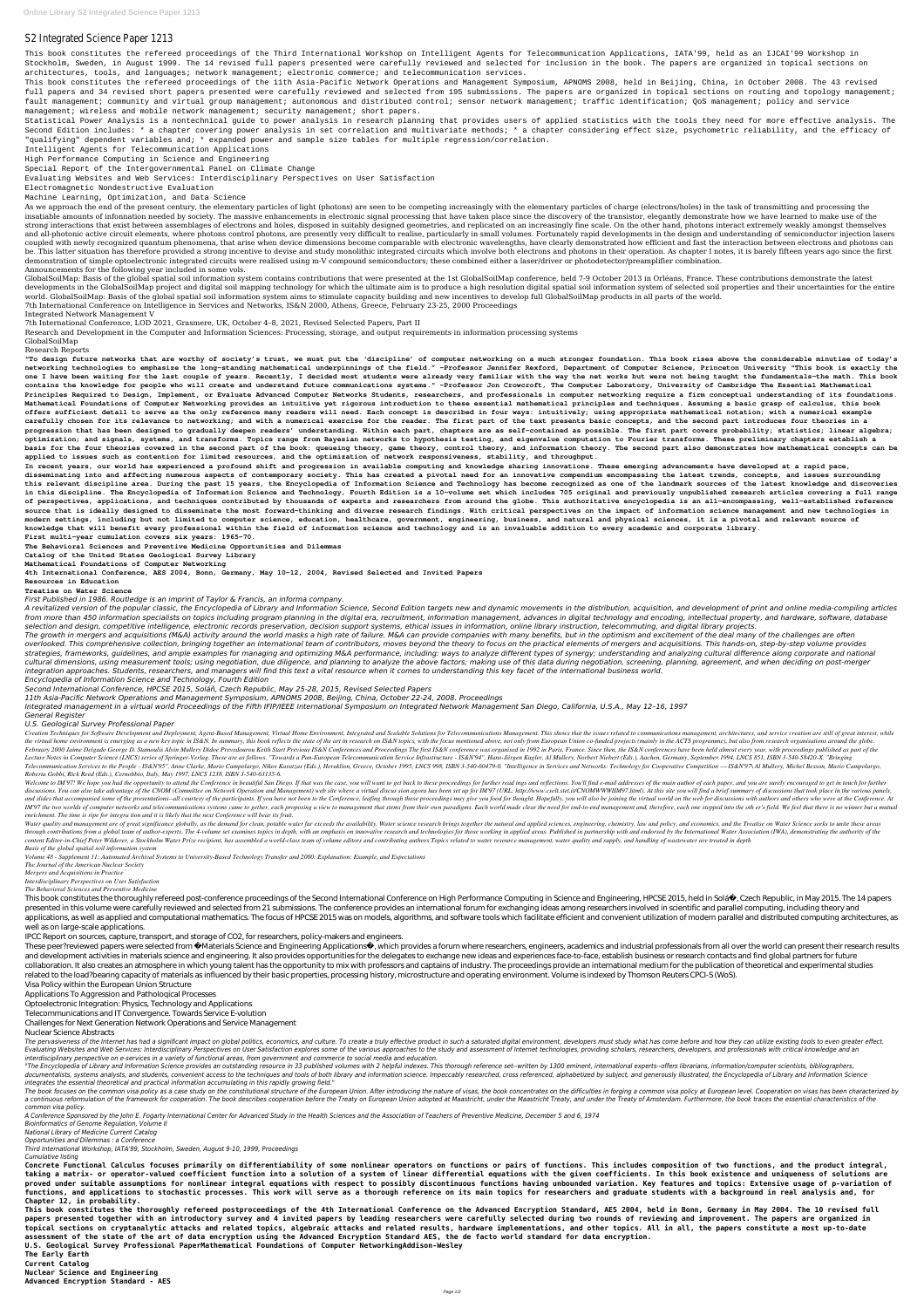# S2 Integrated Science Paper 1213

This book constitutes the refereed proceedings of the Third International Workshop on Intelligent Agents for Telecommunication Applications, IATA'99, held as an IJCAI'99 Workshop in Stockholm, Sweden, in August 1999. The 14 revised full papers presented were carefully reviewed and selected for inclusion in the book. The papers are organized in topical sections on architectures, tools, and languages; network management; electronic commerce; and telecommunication services.

This book constitutes the refereed proceedings of the 11th Asia-Pacific Network Operations and Management Symposium, APNOMS 2008, held in Beijing, China, in October 2008. The 43 revised full papers and 34 revised short papers presented were carefully reviewed and selected from 195 submissions. The papers are organized in topical sections on routing and topology management; fault management; community and virtual group management; autonomous and distributed control; sensor network management; traffic identification; QoS management; policy and service management; wireless and mobile network management; security management; short papers.

Statistical Power Analysis is a nontechnical guide to power analysis in research planning that provides users of applied statistics with the tools they need for more effective analysis. The Second Edition includes: * a chapter covering power analysis in set correlation and multivariate methods; * a chapter considering effect size, psychometric reliability, and the efficacy of "qualifying" dependent variables and; * expanded power and sample size tables for multiple regression/correlation.

Intelligent Agents for Telecommunication Applications

High Performance Computing in Science and Engineering

Special Report of the Intergovernmental Panel on Climate Change

Evaluating Websites and Web Services: Interdisciplinary Perspectives on User Satisfaction

Electromagnetic Nondestructive Evaluation

Machine Learning, Optimization, and Data Science

As we approach the end of the present century, the elementary particles of light (photons) are seen to be competing increasingly with the elementary particles of charge (electrons/holes) in the task of transmitting and processing the insatiable amounts of infonnation needed by society. The massive enhancements in electronic signal processing that have taken place since the discovery of the transistor, elegantly demonstrate how we have learned to make use of the strong interactions that exist between assemblages of electrons and holes, disposed in suitably designed geometries, and replicated on an increasingly fine scale. On the other hand, photons interact extremely weakly amongst themselves and all-photonic active circuit elements, where photons control photons, are presently very difficult to realise, particularly in small volumes. Fortunately rapid developments in the design and understanding of semiconductor injection lasers coupled with newly recognized quantum phenomena, that arise when device dimensions become comparable with electronic wavelengths, have clearly demonstrated how efficient and fast the interaction between electrons and photons can be. This latter situation has therefore provided a strong incentive to devise and study monolithic integrated circuits which involve both electrons and photons in their operation. As chapter I notes, it is barely fifteen years ago since the first demonstration of simple optoelectronic integrated circuits were realised using m-V compound semiconductors; these combined either a laser/driver or photodetector/preamplifier combination.

Announcements for the following year included in some vols.

GlobalSoilMap: Basis of the global spatial soil information system contains contributions that were presented at the 1st GlobalSoilMap conference, held 7-9 October 2013 in Orléans, France. These contributions demonstrate the latest developments in the GlobalSoilMap project and digital soil mapping technology for which the ultimate aim is to produce a high resolution digital spatial soil information system of selected soil properties and their uncertainties for the entire world. GlobalSoilMap: Basis of the global spatial soil information system aims to stimulate capacity building and new incentives to develop full GlobalSoilMap products in all parts of the world.

7th International Conference on Intelligence in Services and Networks, IS&N 2000, Athens, Greece, February 23-25, 2000 Proceedings

Integrated Network Management V

7th International Conference, LOD 2021, Grasmere, UK, October 4–8, 2021, Revised Selected Papers, Part II

Research and Development in the Computer and Information Sciences: Processing, storage, and output requirements in information processing systems

GlobalSoilMap

Research Reports

**"To design future networks that are worthy of society's trust, we must put the 'discipline' of computer networking on a much stronger foundation. This book rises above the considerable minutiae of today's networking technologies to emphasize the long-standing mathematical underpinnings of the field." –Professor Jennifer Rexford, Department of Computer Science, Princeton University "This book is exactly the one I have been waiting for the last couple of years. Recently, I decided most students were already very familiar with the way the net works but were not being taught the fundamentals–the math. This book contains the knowledge for people who will create and understand future communications systems." –Professor Jon Crowcroft, The Computer Laboratory, University of Cambridge The Essential Mathematical Principles Required to Design, Implement, or Evaluate Advanced Computer Networks Students, researchers, and professionals in computer networking require a firm conceptual understanding of its foundations. Mathematical Foundations of Computer Networking provides an intuitive yet rigorous introduction to these essential mathematical principles and techniques. Assuming a basic grasp of calculus, this book offers sufficient detail to serve as the only reference many readers will need. Each concept is described in four ways: intuitively; using appropriate mathematical notation; with a numerical example carefully chosen for its relevance to networking; and with a numerical exercise for the reader. The first part of the text presents basic concepts, and the second part introduces four theories in a progression that has been designed to gradually deepen readers' understanding. Within each part, chapters are as self-contained as possible. The first part covers probability; statistics; linear algebra; optimization; and signals, systems, and transforms. Topics range from Bayesian networks to hypothesis testing, and eigenvalue computation to Fourier transforms. These preliminary chapters establish a basis for the four theories covered in the second part of the book: queueing theory, game theory, control theory, and information theory. The second part also demonstrates how mathematical concepts can be applied to issues such as contention for limited resources, and the optimization of network responsiveness, stability, and throughput.**

**In recent years, our world has experienced a profound shift and progression in available computing and knowledge sharing innovations. These emerging advancements have developed at a rapid pace, disseminating into and affecting numerous aspects of contemporary society. This has created a pivotal need for an innovative compendium encompassing the latest trends, concepts, and issues surrounding this relevant discipline area. During the past 15 years, the Encyclopedia of Information Science and Technology has become recognized as one of the landmark sources of the latest knowledge and discoveries in this discipline. The Encyclopedia of Information Science and Technology, Fourth Edition is a 10-volume set which includes 705 original and previously unpublished research articles covering a full range of perspectives, applications, and techniques contributed by thousands of experts and researchers from around the globe. This authoritative encyclopedia is an all-encompassing, well-established reference source that is ideally designed to disseminate the most forward-thinking and diverse research findings. With critical perspectives on the impact of information science management and new technologies in modern settings, including but not limited to computer science, education, healthcare, government, engineering, business, and natural and physical sciences, it is a pivotal and relevant source of knowledge that will benefit every professional within the field of information science and technology and is an invaluable addition to every academic and corporate library.**

**First multi-year cumulation covers six years: 1965-70.**

**The Behavioral Sciences and Preventive Medicine Opportunities and Dilemmas**

**Catalog of the United States Geological Survey Library**

**Mathematical Foundations of Computer Networking**

**4th International Conference, AES 2004, Bonn, Germany, May 10-12, 2004, Revised Selected and Invited Papers**

**Resources in Education**

**Treatise on Water Science**

*First Published in 1986. Routledge is an imprint of Taylor & Francis, an informa company.*

*A revitalized version of the popular classic, the Encyclopedia of Library and Information Science, Second Edition targets new and dynamic movements in the distribution, acquisition, and development of print and online media-compiling articles from more than 450 information specialists on topics including program planning in the digital era, recruitment, information management, advances in digital technology and encoding, intellectual property, and hardware, software, database selection and design, competitive intelligence, electronic records preservation, decision support systems, ethical issues in information, online library instruction, telecommuting, and digital library projects.*

*The growth in mergers and acquisitions (M&A) activity around the world masks a high rate of failure. M&A can provide companies with many benefits, but in the optimism and excitement of the deal many of the challenges are often overlooked. This comprehensive collection, bringing together an international team of contributors, moves beyond the theory to focus on the practical elements of mergers and acquisitions. This hands-on, step-by-step volume provides strategies, frameworks, guidelines, and ample examples for managing and optimizing M&A performance, including: ways to analyze different types of synergy; understanding and analyzing cultural difference along corporate and national cultural dimensions, using measurement tools; using negotiation, due diligence, and planning to analyze the above factors; making use of this data during negotiation, screening, planning, agreement, and when deciding on post-merger integration approaches. Students, researchers, and managers will find this text a vital resource when it comes to understanding this key facet of the international business world.*

*Encyclopedia of Information Science and Technology, Fourth Edition*

*Second International Conference, HPCSE 2015, Soláň, Czech Republic, May 25-28, 2015, Revised Selected Papers*

*11th Asia-Pacific Network Operations and Management Symposium, APNOMS 2008, Beijing, China, October 22-24, 2008. Proceedings*

*Integrated management in a virtual world Proceedings of the Fifth IFIP/IEEE International Symposium on Integrated Network Management San Diego, California, U.S.A., May 12–16, 1997*

*General Register*

*U.S. Geological Survey Professional Paper*

*Creation Techniques for Software Development and Deployment, Agent-Based Management, Virtual Home Environment, Integrated and Scalable Solutions for Telecommunications Management. This shows that the issues related to communications management, architectures, and service creation are still of great interest, while the virtual home environment is emerging as a new key topic in IS&N. In summary, this book reflects the state of the art in research on IS&N topics, with the focus mentioned above, not only from European Union co-funded projects (mainly in the ACTS programme), but also from research organisations around the globe. February 2000 Jaime Delgado George D. Stamoulis Alvin Mullery Didoe Prevedourou Keith Start Previous IS&N Conferences and Proceedings The first IS&N conference was organised in 1992 in Paris, France. Since then, the IS&N conferences have been held almost every year, with proceedings published as part of the Lecture Notes in Computer Science (LNCS) series of Springer-Verlag. These are as follows. "Towards a Pan-European Telecommunication Service Infrastructure - IS&N'94", Hans-Jürgen Kugler, Al Mullery, Norbert Niebert (Eds.), Aachen, Germany, September 1994, LNCS 851, ISBN 3-540-58420-X. "Bringing Telecommunication Services to the People - IS&N'95", Anne Clarke, Mario Campolargo, Nikos Karatzas (Eds.), Heraklion, Greece, October 1995, LNCS 998, ISBN 3-540-60479-0. "Intelligence in Services and Networks: Technology for Cooperative Competition — IS&N'97\ Al Mullery, Michel Besson, Mario Campolargo, Roberta Gobbi, Rick Reed (Eds.), Cernobbio, Italy, May 1997, LNCS 1238, ISBN 3-540-63135-6.*

*Welcome to IM'97! We hope you had the opportunity to attend the Conference in beautiful San Diego. If that was the case, you will want to get back to these proceedings for further read ings and reflections. You'll find e-mail addresses of the main author of each paper, and you are surely encouraged to get in touch for further discussions. You can also take advantage of the CNOM (Committee on Network Operation and Management) web site where a virtual discus sion agora has been set up for IM'97 (URL: http://www.cselt.stet.it/CNOMWWW/IM97.html). At this site you will find a brief summary of discussions that took place in the various panels, and slides that accompanied some of the presentations--all courtesy of the participants. If you have not been to the Conference, leafing through these proceedings may give you food for thought. Hopefully, you will also be joining the virtual world on the web for discussions with authors and others who were at the Conference. At IM'97 the two worlds of computer networks and telecommunications systems came to gether, each proposing a view to management that stems from their own paradigms. Each world made clear the need for end-to-end management and, therefore, each one stepped into the oth er's field. We feel that there is no winner but a mutual enrichment. The time is ripe for integra tion and it is likely that the next Conference will bear its fruit.*

*Water quality and management are of great significance globally, as the demand for clean, potable water far exceeds the availability. Water science research brings together the natural and applied sciences, engineering, chemistry, law and policy, and economics, and the Treatise on Water Science seeks to unite these areas through contributions from a global team of author-experts. The 4-volume set examines topics in depth, with an emphasis on innovative research and technologies for those working in applied areas. Published in partnership with and endorsed by the International Water Association (IWA), demonstrating the authority of the content Editor-in-Chief Peter Wilderer, a Stockholm Water Prize recipient, has assembled a world-class team of volume editors and contributing authors Topics related to water resource management, water quality and supply, and handling of wastewater are treated in depth*

*Basis of the global spatial soil information system*

*Volume 48 - Supplement 11: Automated Archival Systems to University-Based Technology Transfer and 2000: Explanation: Example, and Expectations*

*The Journal of the American Nuclear Society*

*Mergers and Acquisitions in Practice*

*Interdisciplinary Perspectives on User Satisfaction*

*The Behavioral Sciences and Preventive Medicine*

This book constitutes the thoroughly refereed post-conference proceedings of the Second International Conference on High Performance Computing in Science and Engineering, HPCSE 2015, held in Soláň, Czech Republic, in May 2015. The 14 papers presented in this volume were carefully reviewed and selected from 21 submissions. The conference provides an international forum for exchanging ideas among researchers involved in scientific and parallel computing, including theory and applications, as well as applied and computational mathematics. The focus of HPCSE 2015 was on models, algorithms, and software tools which facilitate efficient and convenient utilization of modern parallel and distributed computing architectures, as well as on large-scale applications.

IPCC Report on sources, capture, transport, and storage of $CO_2$, for researchers, policy-makers and engineers.

These peer?reviewed papers were selected from Materials Science and Engineering Applications, which provides a forum where researchers, engineers, academics and industrial professionals from all over the world can present their research results and development activities in materials science and engineering. It also provides opportunities for the delegates to exchange new ideas and experiences face-to-face, establish business or research contacts and find global partners for future collaboration. It also creates an atmosphere in which young talent has the opportunity to mix with professors and captains of industry. The proceedings provide an international medium for the publication of theoretical and experimental studies related to the load?bearing capacity of materials as influenced by their basic properties, processing history, microstructure and operating environment. Volume is indexed by Thomson Reuters CPCI-S (WoS).

Visa Policy within the European Union Structure

Applications To Aggression and Pathological Processes

Optoelectronic Integration: Physics, Technology and Applications

Telecommunications and IT Convergence. Towards Service E-volution

Challenges for Next Generation Network Operations and Service Management

Nuclear Science Abstracts

*The pervasiveness of the Internet has had a significant impact on global politics, economics, and culture. To create a truly effective product in such a saturated digital environment, developers must study what has come before and how they can utilize existing tools to even greater effect. Evaluating Websites and Web Services: Interdisciplinary Perspectives on User Satisfaction explores some of the various approaches to the study and assessment of Internet technologies, providing scholars, researchers, developers, and professionals with critical knowledge and an interdisciplinary perspective on e-services in a variety of functional areas, from government and commerce to social media and education.*

*"The Encyclopedia of Library and Information Science provides an outstanding resource in 33 published volumes with 2 helpful indexes. This thorough reference set--written by 1300 eminent, international experts--offers librarians, information/computer scientists, bibliographers, documentalists, systems analysts, and students, convenient access to the techniques and tools of both library and information science. Impeccably researched, cross referenced, alphabetized by subject, and generously illustrated, the Encyclopedia of Library and Information Science integrates the essential theoretical and practical information accumulating in this rapidly growing field."*

*The book focuses on the common visa policy as a case study on the constitutional structure of the European Union. After introducing the nature of visas, the book concentrates on the difficulties in forging a common visa policy at European level. Cooperation on visas has been characterized by a continuous reformulation of the framework for cooperation. The book describes cooperation before the Treaty on European Union adopted at Maastricht, under the Maastricht Treaty, and under the Treaty of Amsterdam. Furthermore, the book traces the essential characteristics of the common visa policy.*

*A Conference Sponsored by the John E. Fogarty International Center for Advanced Study in the Health Sciences and the Association of Teachers of Preventive Medicine, December 5 and 6, 1974*

*Bioinformatics of Genome Regulation, Volume II*

*National Library of Medicine Current Catalog*

*Opportunities and Dilemmas : a Conference*

*Third International Workshop, IATA'99, Stockholm, Sweden, August 9-10, 1999, Proceedings*

*Cumulative listing*

**Concrete Functional Calculus focuses primarily on differentiability of some nonlinear operators on functions or pairs of functions. This includes composition of two functions, and the product integral, taking a matrix- or operator-valued coefficient function into a solution of a system of linear differential equations with the given coefficients. In this book existence and uniqueness of solutions are proved under suitable assumptions for nonlinear integral equations with respect to possibly discontinuous functions having unbounded variation. Key features and topics: Extensive usage of p-variation of functions, and applications to stochastic processes. This work will serve as a thorough reference on its main topics for researchers and graduate students with a background in real analysis and, for Chapter 12, in probability.**

**This book constitutes the thoroughly refereed postproceedings of the 4th International Conference on the Advanced Encryption Standard, AES 2004, held in Bonn, Germany in May 2004. The 10 revised full papers presented together with an introductory survey and 4 invited papers by leading researchers were carefully selected during two rounds of reviewing and improvement. The papers are organized in topical sections on cryptanalytic attacks and related topics, algebraic attacks and related results, hardware implementations, and other topics. All in all, the papers constitute a most up-to-date assessment of the state of the art of data encryption using the Advanced Encryption Standard AES, the de facto world standard for data encryption.**

**U.S. Geological Survey Professional PaperMathematical Foundations of Computer NetworkingAddison-Wesley**

**The Early Earth**

**Current Catalog**

**Nuclear Science and Engineering**

**Advanced Encryption Standard - AES**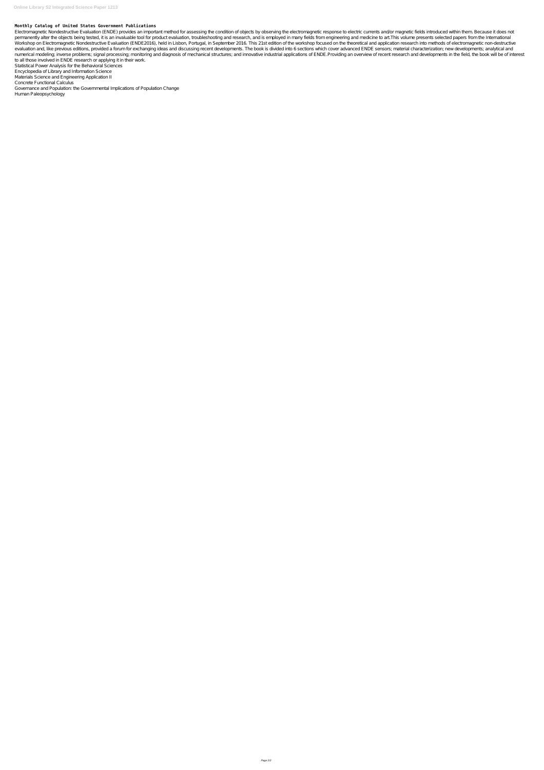## Monthly Catalog of United States Government Publications

Electromagnetic Nondestructive Evaluation (ENDE) provides an important method for assessing the condition of objects by observing the electromagnetic response to electric currents and/or magnetic fields introduced within them. Because it does not permanently alter the objects being tested, it is an invaluable tool for product evaluation, troubleshooting and research, and is employed in many fields from engineering and medicine to art.This volume presents selected papers from the International Workshop on Electromagnetic Nondestructive Evaluation (ENDE2016), held in Lisbon, Portugal, in September 2016. This 21st edition of the workshop focused on the theoretical and application research into methods of electromagnetic non-destructive evaluation and, like previous editions, provided a forum for exchanging ideas and discussing recent developments. The book is divided into 6 sections which cover advanced ENDE sensors; material characterization; new developments; analytical and numerical modeling; inverse problems; signal processing; monitoring and diagnosis of mechanical structures; and innovative industrial applications of ENDE.Providing an overview of recent research and developments in the field, the book will be of interest to all those involved in ENDE research or applying it in their work.

Statistical Power Analysis for the Behavioral Sciences

Encyclopedia of Library and Information Science

Materials Science and Engineering Application II

Concrete Functional Calculus

Governance and Population: the Governmental Implications of Population Change

Human Paleopsychology